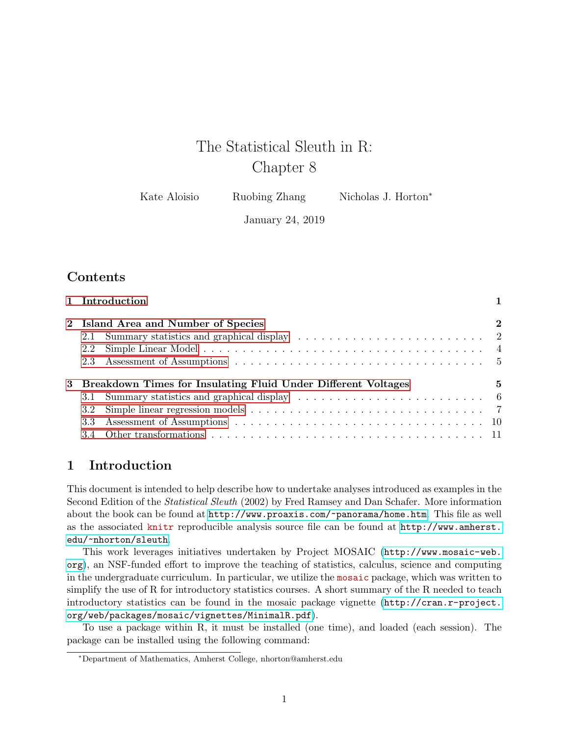# The Statistical Sleuth in R: Chapter 8

Kate Aloisio    Ruobing Zhang    Nicholas J. Horton[*]

January 24, 2019

## Contents

1 Introduction ........ 1

2 Island Area and Number of Species ........ 2
- 2.1 Summary statistics and graphical display ........ 2
- 2.2 Simple Linear Model ........ 4
- 2.3 Assessment of Assumptions ........ 5

3 Breakdown Times for Insulating Fluid Under Different Voltages ........ 5
- 3.1 Summary statistics and graphical display ........ 6
- 3.2 Simple linear regression models ........ 7
- 3.3 Assessment of Assumptions ........ 10
- 3.4 Other transformations ........ 11

## 1 Introduction

This document is intended to help describe how to undertake analyses introduced as examples in the Second Edition of the *Statistical Sleuth* (2002) by Fred Ramsey and Dan Schafer. More information about the book can be found at http://www.proaxis.com/~panorama/home.htm. This file as well as the associated knitr reproducible analysis source file can be found at http://www.amherst.edu/~nhorton/sleuth.

This work leverages initiatives undertaken by Project MOSAIC (http://www.mosaic-web.org), an NSF-funded effort to improve the teaching of statistics, calculus, science and computing in the undergraduate curriculum. In particular, we utilize the mosaic package, which was written to simplify the use of R for introductory statistics courses. A short summary of the R needed to teach introductory statistics can be found in the mosaic package vignette (http://cran.r-project.org/web/packages/mosaic/vignettes/MinimalR.pdf).

To use a package within R, it must be installed (one time), and loaded (each session). The package can be installed using the following command:

[*]Department of Mathematics, Amherst College, nhorton@amherst.edu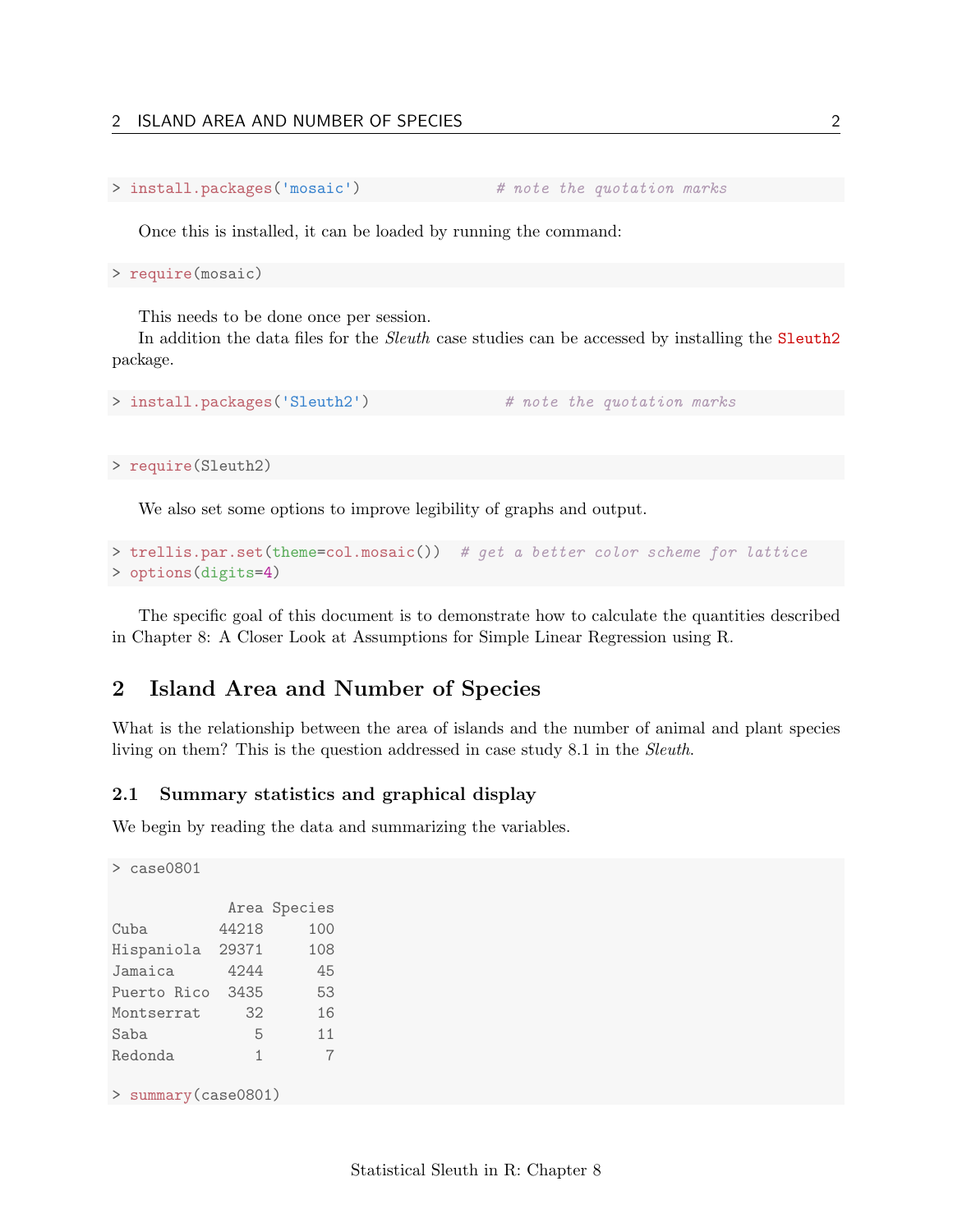```
> install.packages('mosaic')               # note the quotation marks
```

Once this is installed, it can be loaded by running the command:

```
> require(mosaic)
```

This needs to be done once per session.

In addition the data files for the *Sleuth* case studies can be accessed by installing the `Sleuth2` package.

```
> install.packages('Sleuth2')               # note the quotation marks
```

```
> require(Sleuth2)
```

We also set some options to improve legibility of graphs and output.

```
> trellis.par.set(theme=col.mosaic())  # get a better color scheme for lattice
> options(digits=4)
```

The specific goal of this document is to demonstrate how to calculate the quantities described in Chapter 8: A Closer Look at Assumptions for Simple Linear Regression using R.

## 2 Island Area and Number of Species

What is the relationship between the area of islands and the number of animal and plant species living on them? This is the question addressed in case study 8.1 in the *Sleuth*.

### 2.1 Summary statistics and graphical display

We begin by reading the data and summarizing the variables.

```
> case0801

             Area Species
Cuba        44218     100
Hispaniola  29371     108
Jamaica      4244      45
Puerto Rico  3435      53
Montserrat     32      16
Saba            5      11
Redonda         1       7

> summary(case0801)
```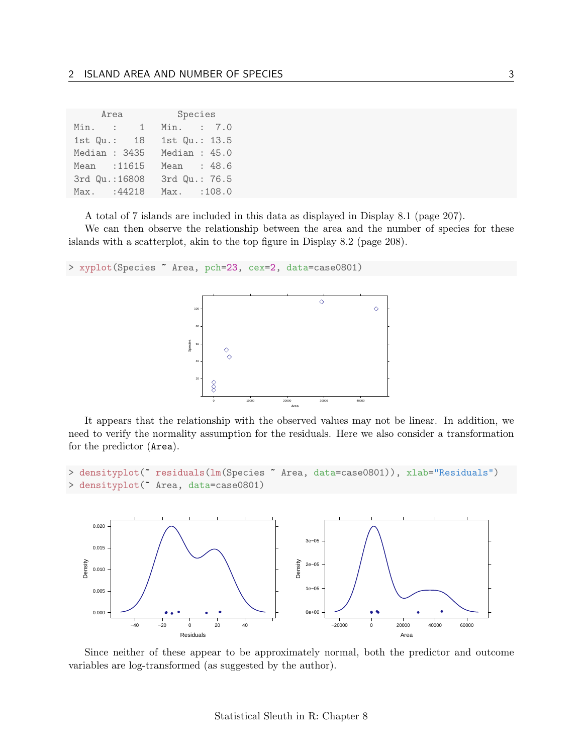```
      Area           Species     
 Min.   :    1   Min.   :  7.0  
 1st Qu.:   18   1st Qu.: 13.5  
 Median : 3435   Median : 45.0  
 Mean   :11615   Mean   : 48.6  
 3rd Qu.:16808   3rd Qu.: 76.5  
 Max.   :44218   Max.   :108.0  
```

A total of 7 islands are included in this data as displayed in Display 8.1 (page 207).

We can then observe the relationship between the area and the number of species for these islands with a scatterplot, akin to the top figure in Display 8.2 (page 208).

```
> xyplot(Species ~ Area, pch=23, cex=2, data=case0801)
```

It appears that the relationship with the observed values may not be linear. In addition, we need to verify the normality assumption for the residuals. Here we also consider a transformation for the predictor (`Area`).

```
> densityplot(~ residuals(lm(Species ~ Area, data=case0801)), xlab="Residuals")
> densityplot(~ Area, data=case0801)
```

Since neither of these appear to be approximately normal, both the predictor and outcome variables are log-transformed (as suggested by the author).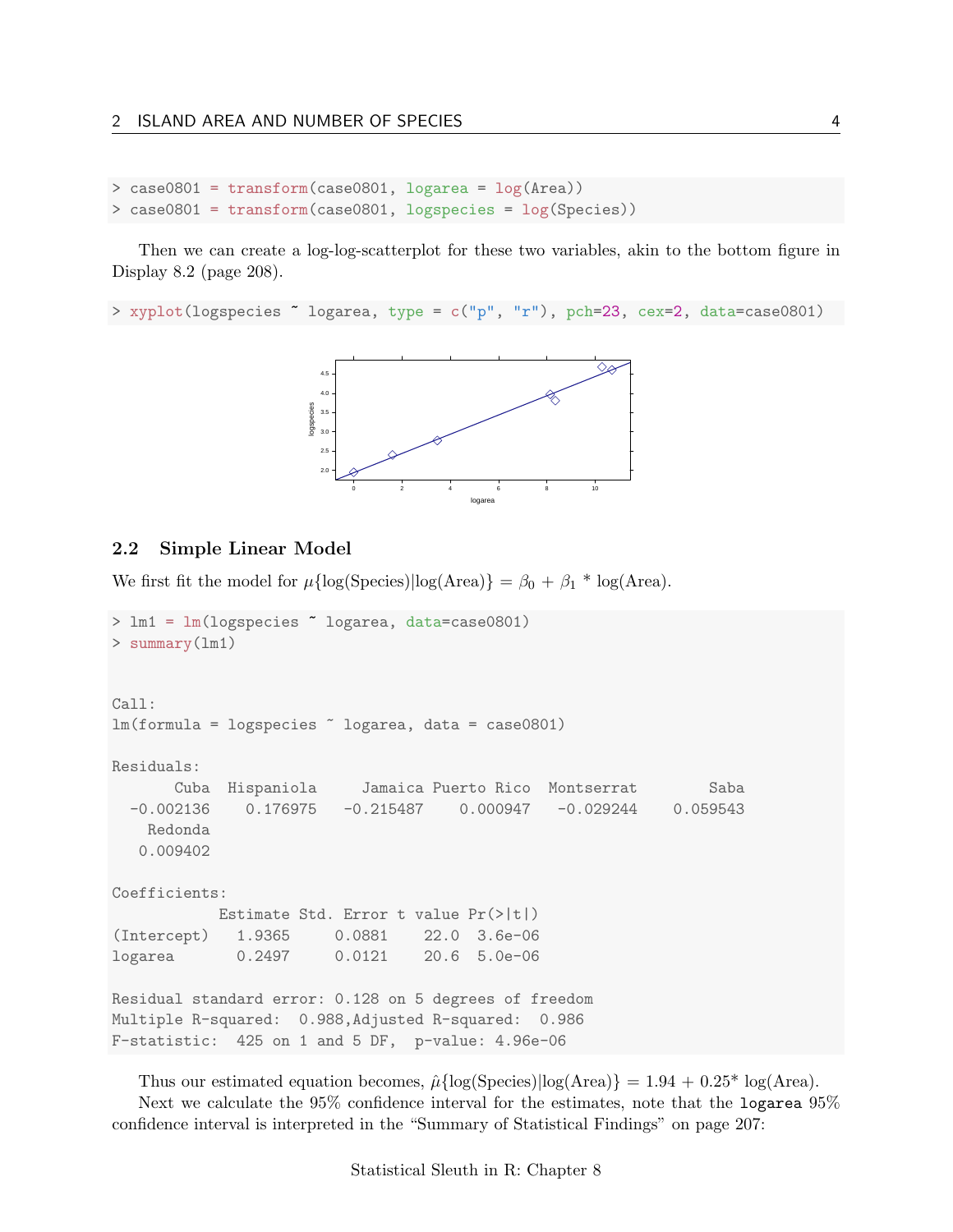```
> case0801 = transform(case0801, logarea = log(Area))
> case0801 = transform(case0801, logspecies = log(Species))
```

Then we can create a log-log-scatterplot for these two variables, akin to the bottom figure in Display 8.2 (page 208).

```
> xyplot(logspecies ~ logarea, type = c("p", "r"), pch=23, cex=2, data=case0801)
```

### 2.2 Simple Linear Model

We first fit the model for $\mu\{\log(\text{Species})|\log(\text{Area})\} = \beta_0 + \beta_1 * \log(\text{Area})$.

```
> lm1 = lm(logspecies ~ logarea, data=case0801)
> summary(lm1)


Call:
lm(formula = logspecies ~ logarea, data = case0801)

Residuals:
      Cuba  Hispaniola     Jamaica Puerto Rico  Montserrat        Saba 
 -0.002136    0.176975   -0.215487    0.000947   -0.029244    0.059543 
   Redonda 
  0.009402 

Coefficients:
            Estimate Std. Error t value Pr(>|t|)
(Intercept)   1.9365     0.0881    22.0   3.6e-06
logarea       0.2497     0.0121    20.6   5.0e-06

Residual standard error: 0.128 on 5 degrees of freedom
Multiple R-squared:  0.988,Adjusted R-squared:  0.986 
F-statistic:  425 on 1 and 5 DF,  p-value: 4.96e-06
```

Thus our estimated equation becomes, $\hat{\mu}\{\log(\text{Species})|\log(\text{Area})\} = 1.94 + 0.25 * \log(\text{Area})$.

Next we calculate the 95% confidence interval for the estimates, note that the `logarea` 95% confidence interval is interpreted in the "Summary of Statistical Findings" on page 207: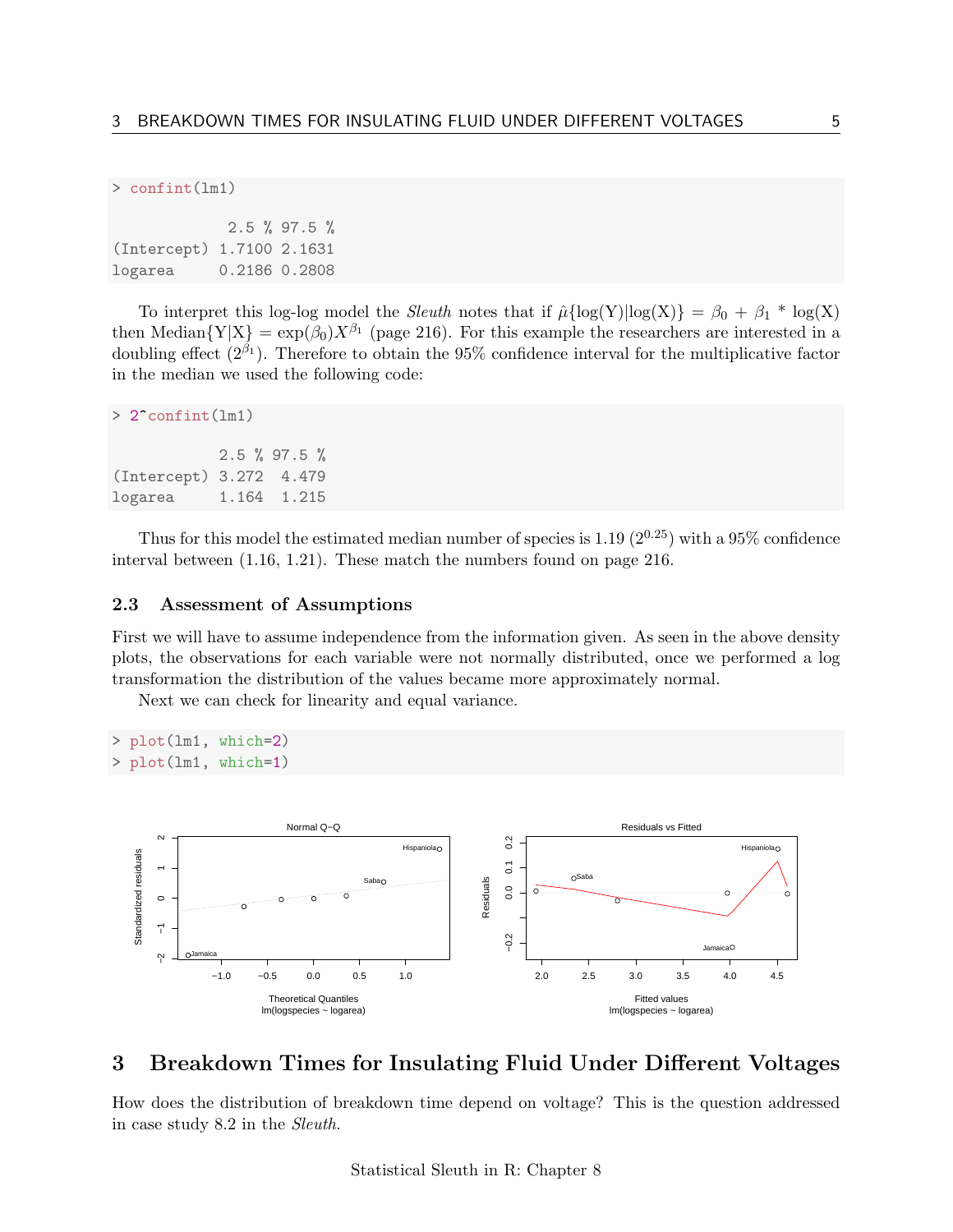```
> confint(lm1)

             2.5 % 97.5 %
(Intercept) 1.7100 2.1631
logarea     0.2186 0.2808
```

To interpret this log-log model the *Sleuth* notes that if $\hat{\mu}\{\log(Y)|\log(X)\} = \beta_0 + \beta_1 * \log(X)$ then Median$\{Y|X\} = \exp(\beta_0)X^{\beta_1}$ (page 216). For this example the researchers are interested in a doubling effect ($2^{\beta_1}$). Therefore to obtain the 95% confidence interval for the multiplicative factor in the median we used the following code:

```
> 2^confint(lm1)

            2.5 % 97.5 %
(Intercept) 3.272  4.479
logarea     1.164  1.215
```

Thus for this model the estimated median number of species is 1.19 ($2^{0.25}$) with a 95% confidence interval between (1.16, 1.21). These match the numbers found on page 216.

### 2.3 Assessment of Assumptions

First we will have to assume independence from the information given. As seen in the above density plots, the observations for each variable were not normally distributed, once we performed a log transformation the distribution of the values became more approximately normal.

Next we can check for linearity and equal variance.

```
> plot(lm1, which=2)
> plot(lm1, which=1)
```

## 3 Breakdown Times for Insulating Fluid Under Different Voltages

How does the distribution of breakdown time depend on voltage? This is the question addressed in case study 8.2 in the *Sleuth*.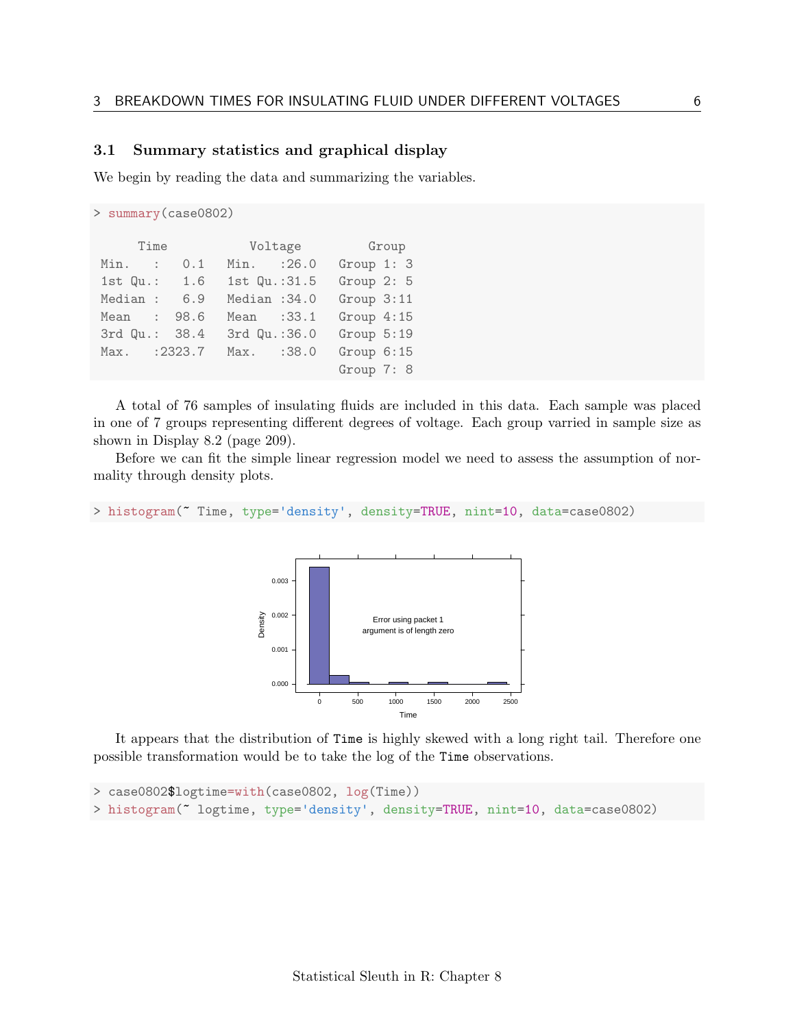### 3.1 Summary statistics and graphical display

We begin by reading the data and summarizing the variables.

```
> summary(case0802)

      Time           Voltage          Group   
 Min.   :   0.1   Min.   :26.0   Group 1: 3  
 1st Qu.:   1.6   1st Qu.:31.5   Group 2: 5  
 Median :   6.9   Median :34.0   Group 3:11  
 Mean   :  98.6   Mean   :33.1   Group 4:15  
 3rd Qu.:  38.4   3rd Qu.:36.0   Group 5:19  
 Max.   :2323.7   Max.   :38.0   Group 6:15  
                                 Group 7: 8  
```

A total of 76 samples of insulating fluids are included in this data. Each sample was placed in one of 7 groups representing different degrees of voltage. Each group varried in sample size as shown in Display 8.2 (page 209).

Before we can fit the simple linear regression model we need to assess the assumption of normality through density plots.

```
> histogram(~ Time, type='density', density=TRUE, nint=10, data=case0802)
```

It appears that the distribution of Time is highly skewed with a long right tail. Therefore one possible transformation would be to take the log of the Time observations.

```
> case0802$logtime=with(case0802, log(Time))
> histogram(~ logtime, type='density', density=TRUE, nint=10, data=case0802)
```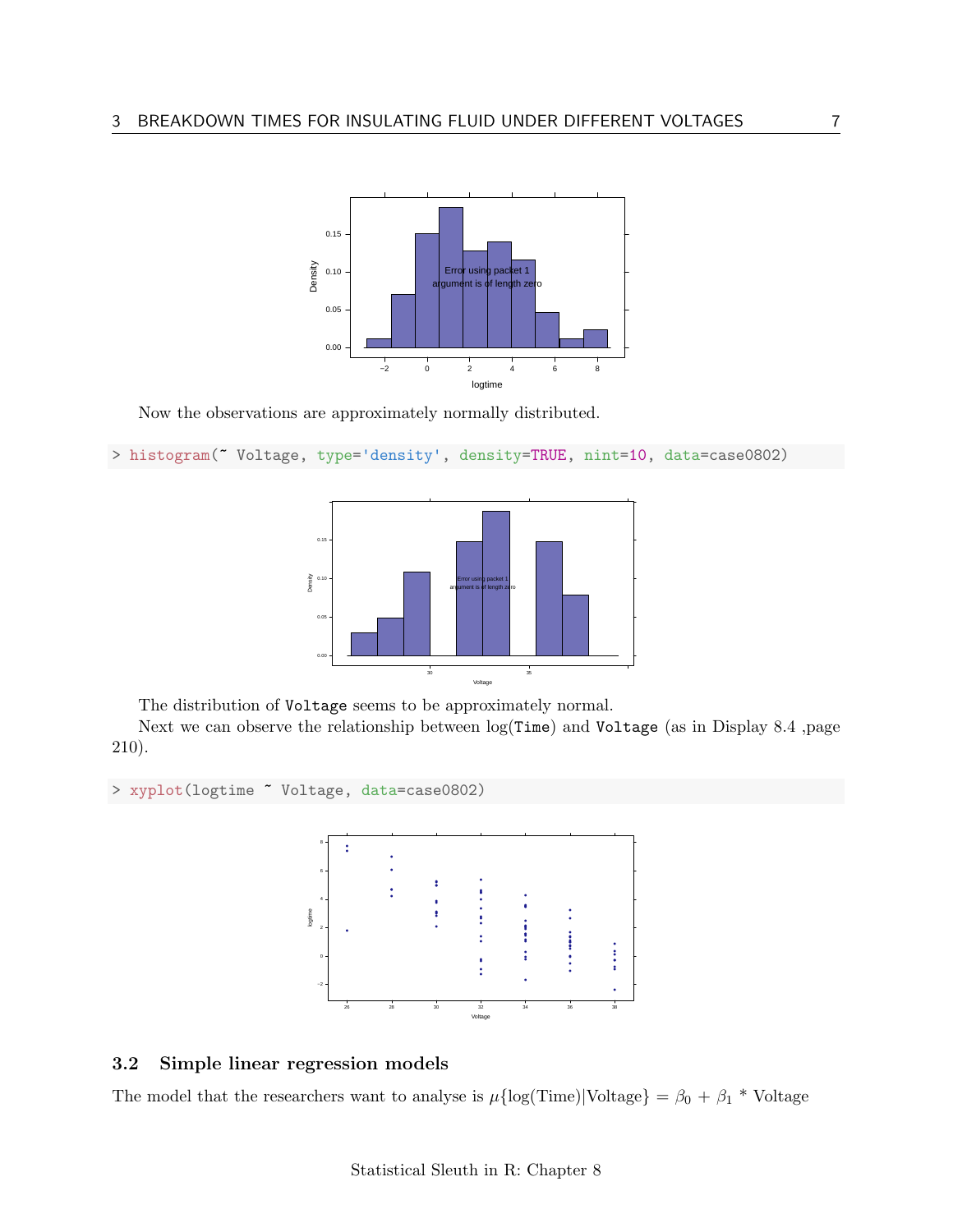Now the observations are approximately normally distributed.

```
> histogram(~ Voltage, type='density', density=TRUE, nint=10, data=case0802)
```

The distribution of Voltage seems to be approximately normal.

Next we can observe the relationship between log(Time) and Voltage (as in Display 8.4 ,page 210).

```
> xyplot(logtime ~ Voltage, data=case0802)
```

### 3.2 Simple linear regression models

The model that the researchers want to analyse is $\mu\{\log(\text{Time})|\text{Voltage}\} = \beta_0 + \beta_1 * \text{Voltage}$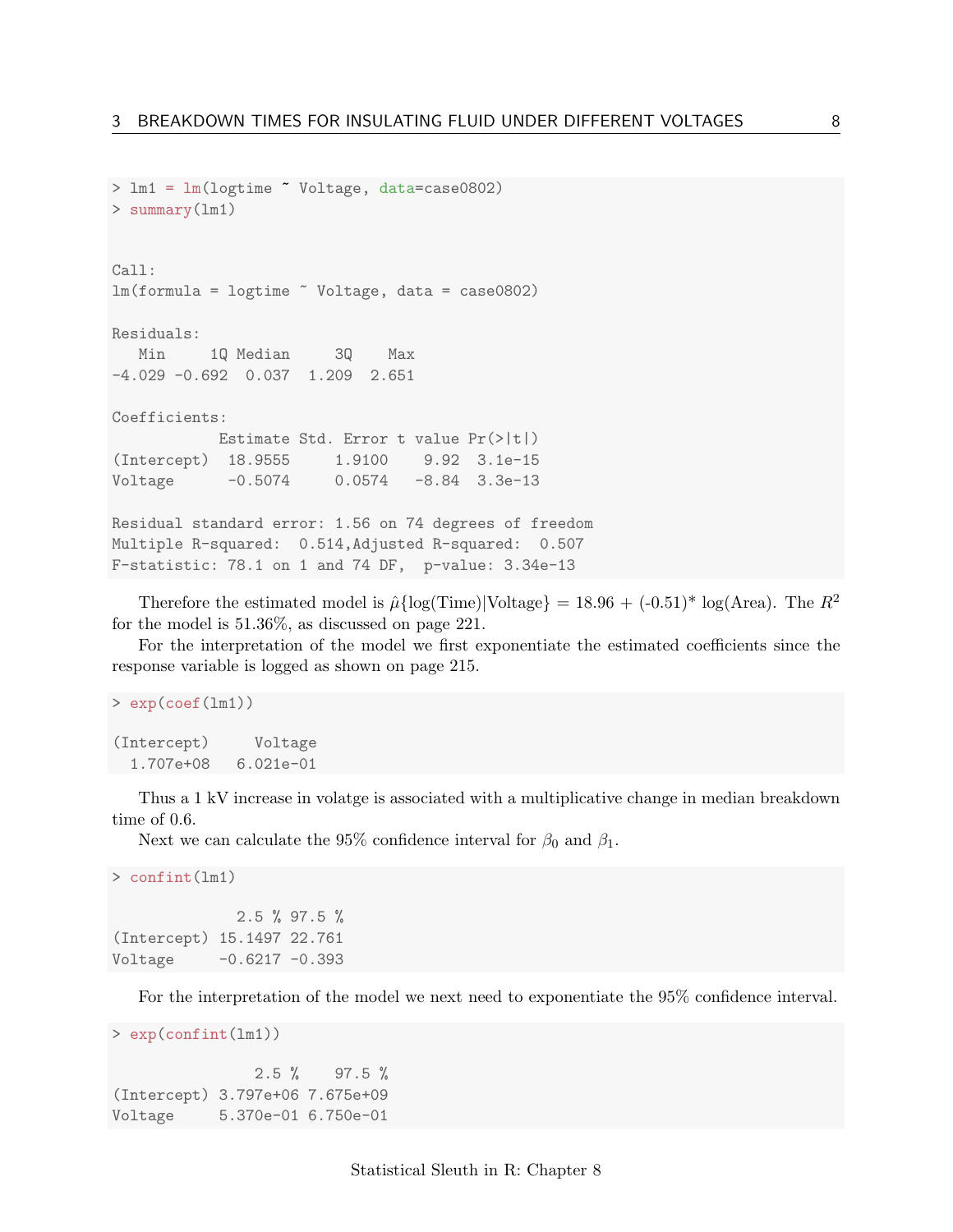```
> lm1 = lm(logtime ~ Voltage, data=case0802)
> summary(lm1)


Call:
lm(formula = logtime ~ Voltage, data = case0802)

Residuals:
   Min     1Q Median     3Q    Max 
-4.029 -0.692  0.037  1.209  2.651 

Coefficients:
            Estimate Std. Error t value Pr(>|t|)
(Intercept)  18.9555     1.9100    9.92  3.1e-15
Voltage      -0.5074     0.0574   -8.84  3.3e-13

Residual standard error: 1.56 on 74 degrees of freedom
Multiple R-squared:  0.514,Adjusted R-squared:  0.507 
F-statistic: 78.1 on 1 and 74 DF,  p-value: 3.34e-13
```

Therefore the estimated model is $\hat{\mu}\{\log(\text{Time})|\text{Voltage}\} = 18.96 + (\text{-}0.51)^* \log(\text{Area})$. The $R^2$ for the model is 51.36%, as discussed on page 221.

For the interpretation of the model we first exponentiate the estimated coefficients since the response variable is logged as shown on page 215.

```
> exp(coef(lm1))

(Intercept)     Voltage 
  1.707e+08   6.021e-01 
```

Thus a 1 kV increase in volatge is associated with a multiplicative change in median breakdown time of 0.6.

Next we can calculate the 95% confidence interval for $\beta_0$ and $\beta_1$.

```
> confint(lm1)

              2.5 % 97.5 %
(Intercept) 15.1497 22.761
Voltage     -0.6217 -0.393
```

For the interpretation of the model we next need to exponentiate the 95% confidence interval.

```
> exp(confint(lm1))

                2.5 %    97.5 %
(Intercept) 3.797e+06 7.675e+09
Voltage     5.370e-01 6.750e-01
```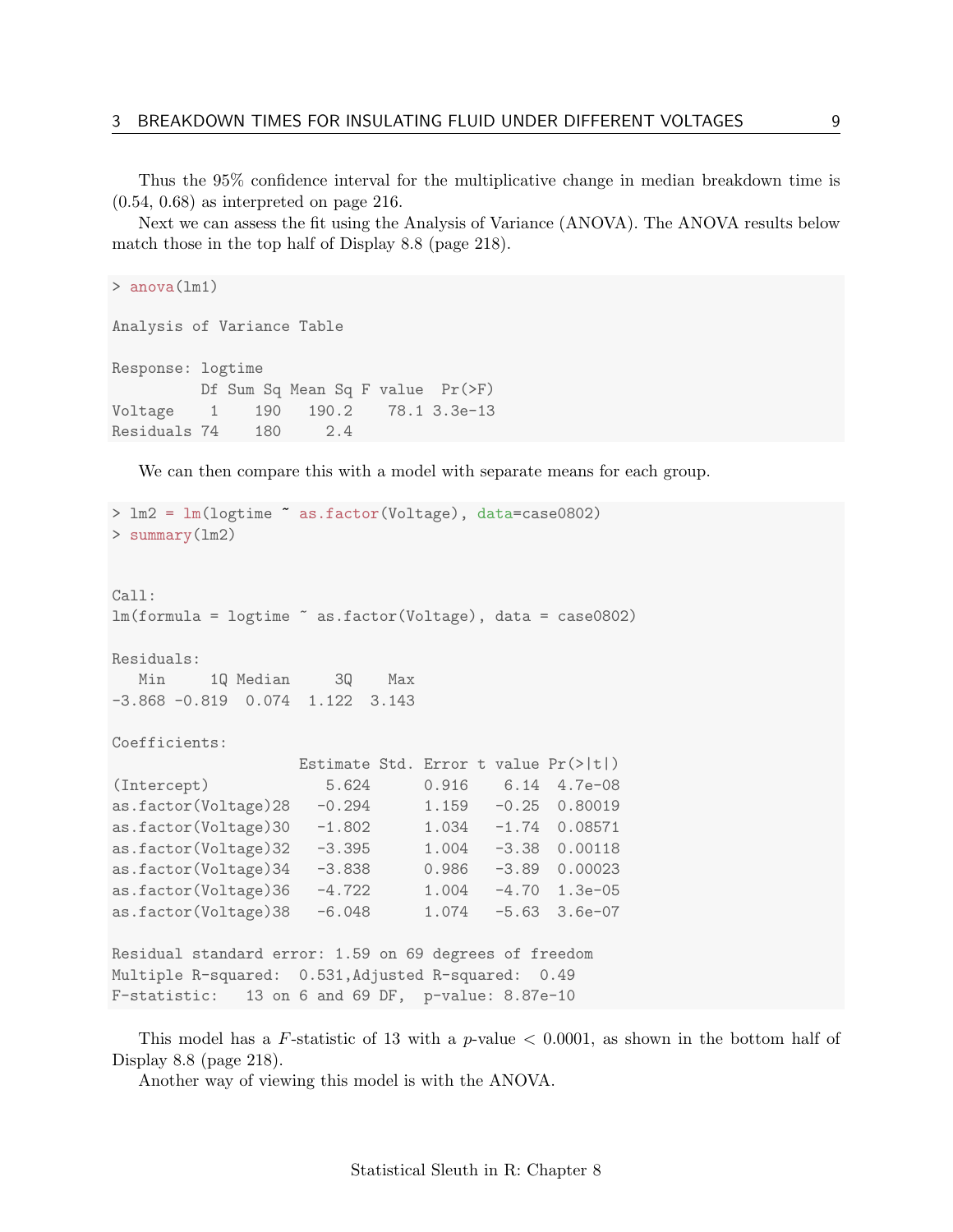Thus the 95% confidence interval for the multiplicative change in median breakdown time is (0.54, 0.68) as interpreted on page 216.

Next we can assess the fit using the Analysis of Variance (ANOVA). The ANOVA results below match those in the top half of Display 8.8 (page 218).

```
> anova(lm1)

Analysis of Variance Table

Response: logtime
          Df Sum Sq Mean Sq F value  Pr(>F)
Voltage    1    190   190.2    78.1 3.3e-13
Residuals 74    180     2.4
```

We can then compare this with a model with separate means for each group.

```
> lm2 = lm(logtime ~ as.factor(Voltage), data=case0802)
> summary(lm2)


Call:
lm(formula = logtime ~ as.factor(Voltage), data = case0802)

Residuals:
   Min     1Q Median     3Q    Max
-3.868 -0.819  0.074  1.122  3.143

Coefficients:
                     Estimate Std. Error t value Pr(>|t|)
(Intercept)             5.624      0.916    6.14  4.7e-08
as.factor(Voltage)28   -0.294      1.159   -0.25  0.80019
as.factor(Voltage)30   -1.802      1.034   -1.74  0.08571
as.factor(Voltage)32   -3.395      1.004   -3.38  0.00118
as.factor(Voltage)34   -3.838      0.986   -3.89  0.00023
as.factor(Voltage)36   -4.722      1.004   -4.70  1.3e-05
as.factor(Voltage)38   -6.048      1.074   -5.63  3.6e-07

Residual standard error: 1.59 on 69 degrees of freedom
Multiple R-squared:  0.531,Adjusted R-squared:  0.49
F-statistic:   13 on 6 and 69 DF,  p-value: 8.87e-10
```

This model has a $F$-statistic of 13 with a $p$-value $< 0.0001$, as shown in the bottom half of Display 8.8 (page 218).

Another way of viewing this model is with the ANOVA.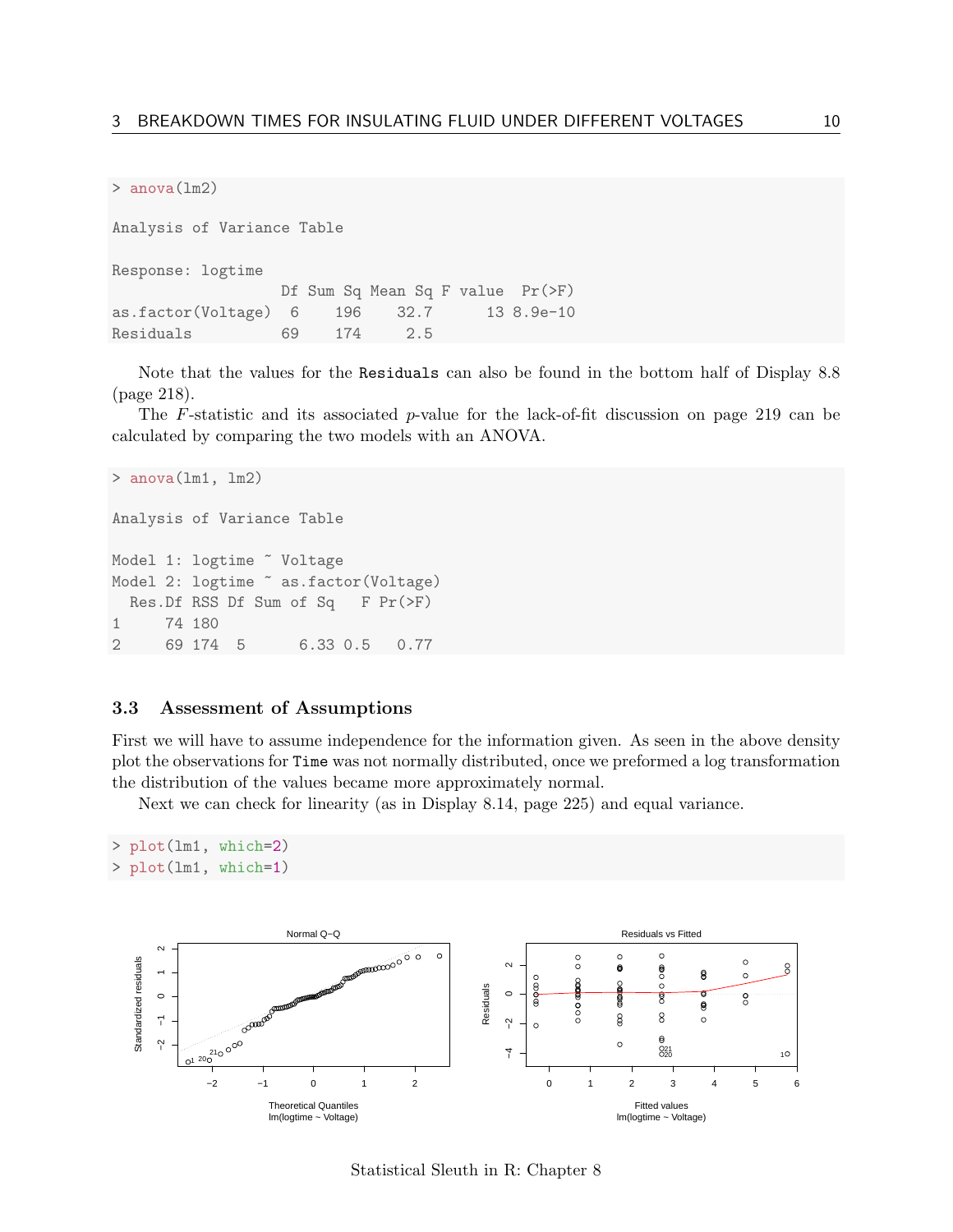```
> anova(lm2)

Analysis of Variance Table

Response: logtime
                   Df Sum Sq Mean Sq F value  Pr(>F)
as.factor(Voltage)  6    196    32.7      13 8.9e-10
Residuals          69    174     2.5
```

Note that the values for the `Residuals` can also be found in the bottom half of Display 8.8 (page 218).

The $F$-statistic and its associated $p$-value for the lack-of-fit discussion on page 219 can be calculated by comparing the two models with an ANOVA.

```
> anova(lm1, lm2)

Analysis of Variance Table

Model 1: logtime ~ Voltage
Model 2: logtime ~ as.factor(Voltage)
  Res.Df RSS Df Sum of Sq   F Pr(>F)
1     74 180
2     69 174  5      6.33 0.5   0.77
```

### 3.3 Assessment of Assumptions

First we will have to assume independence for the information given. As seen in the above density plot the observations for `Time` was not normally distributed, once we preformed a log transformation the distribution of the values became more approximately normal.

Next we can check for linearity (as in Display 8.14, page 225) and equal variance.

```
> plot(lm1, which=2)
> plot(lm1, which=1)
```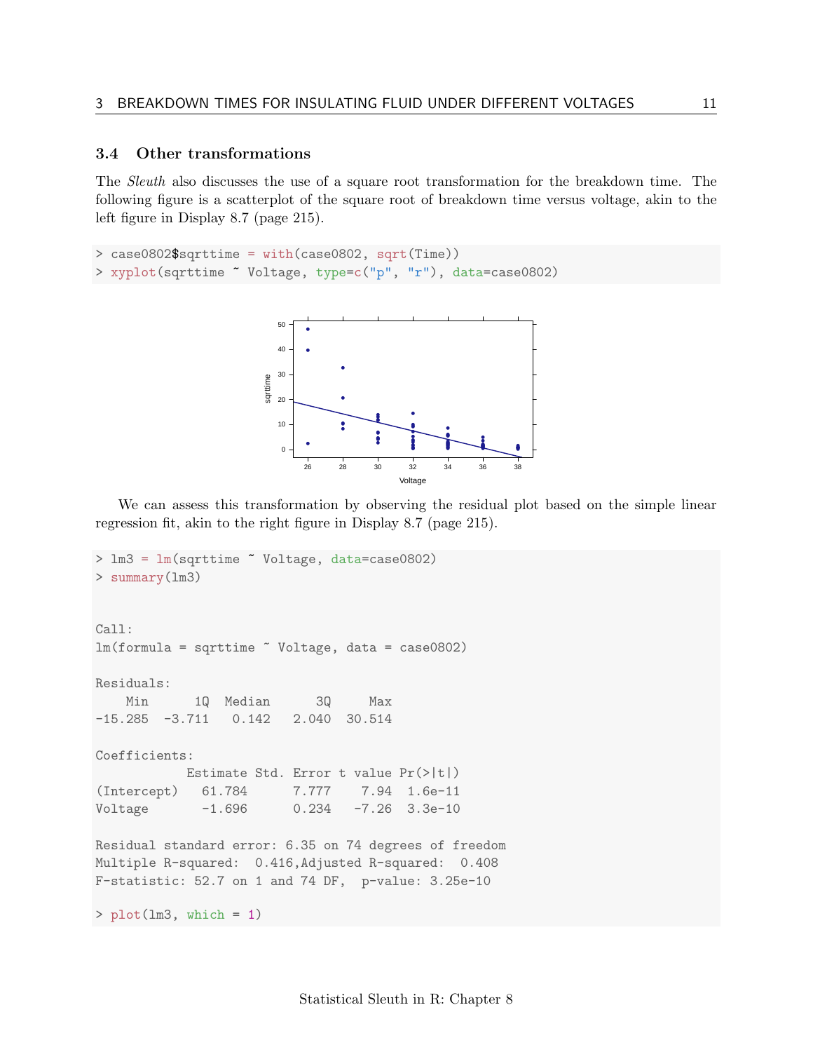### 3.4 Other transformations

The *Sleuth* also discusses the use of a square root transformation for the breakdown time. The following figure is a scatterplot of the square root of breakdown time versus voltage, akin to the left figure in Display 8.7 (page 215).

```
> case0802$sqrttime = with(case0802, sqrt(Time))
> xyplot(sqrttime ~ Voltage, type=c("p", "r"), data=case0802)
```

We can assess this transformation by observing the residual plot based on the simple linear regression fit, akin to the right figure in Display 8.7 (page 215).

```
> lm3 = lm(sqrttime ~ Voltage, data=case0802)
> summary(lm3)


Call:
lm(formula = sqrttime ~ Voltage, data = case0802)

Residuals:
    Min      1Q  Median      3Q     Max 
-15.285  -3.711   0.142   2.040  30.514 

Coefficients:
            Estimate Std. Error t value Pr(>|t|)
(Intercept)   61.784      7.777    7.94  1.6e-11
Voltage       -1.696      0.234   -7.26  3.3e-10

Residual standard error: 6.35 on 74 degrees of freedom
Multiple R-squared:  0.416,Adjusted R-squared:  0.408 
F-statistic: 52.7 on 1 and 74 DF,  p-value: 3.25e-10

> plot(lm3, which = 1)
```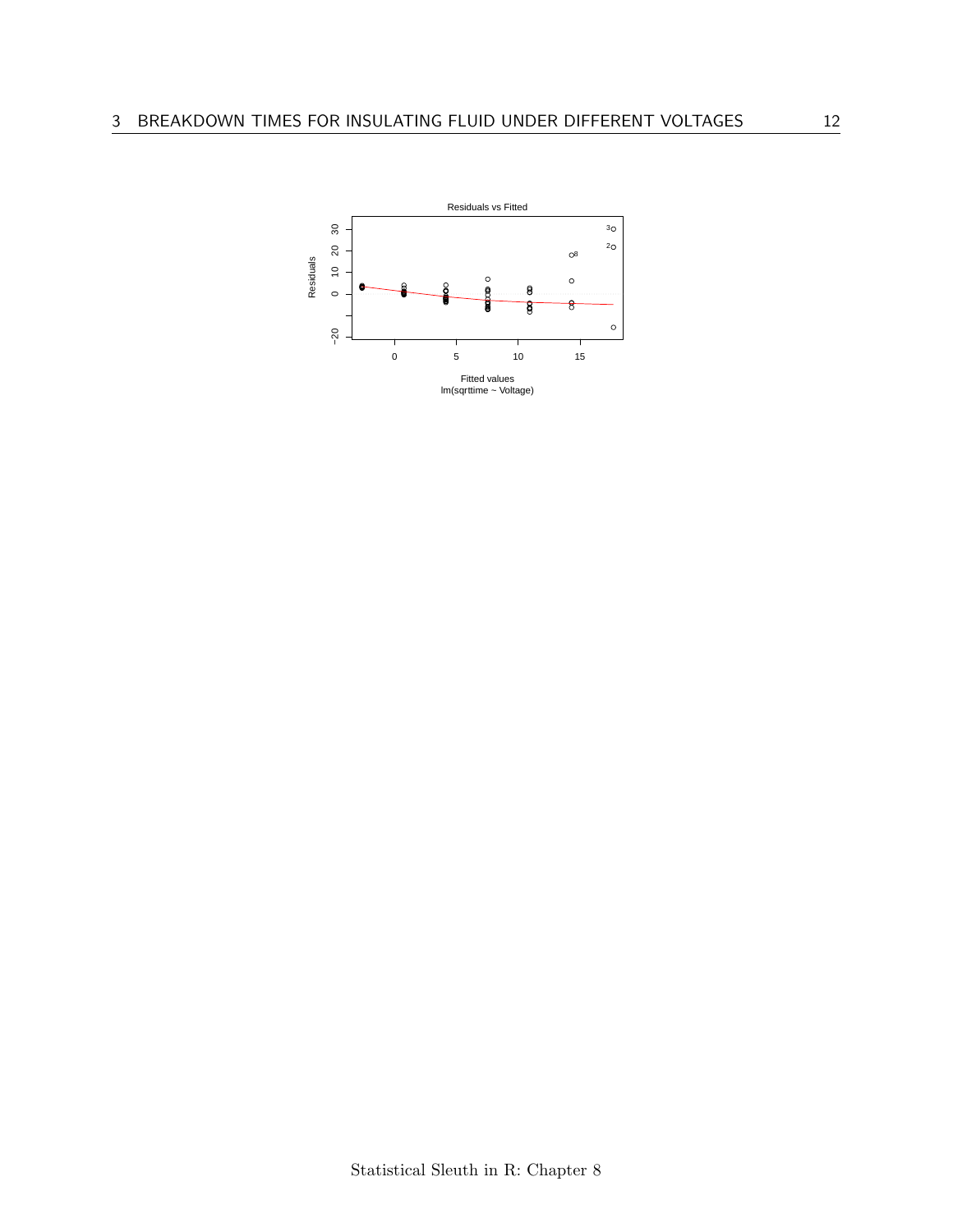Residuals vs Fitted

Residuals

30
20
10
0
−20

3
2
8

0
5
10
15

Fitted values
lm(sqrttime ~ Voltage)